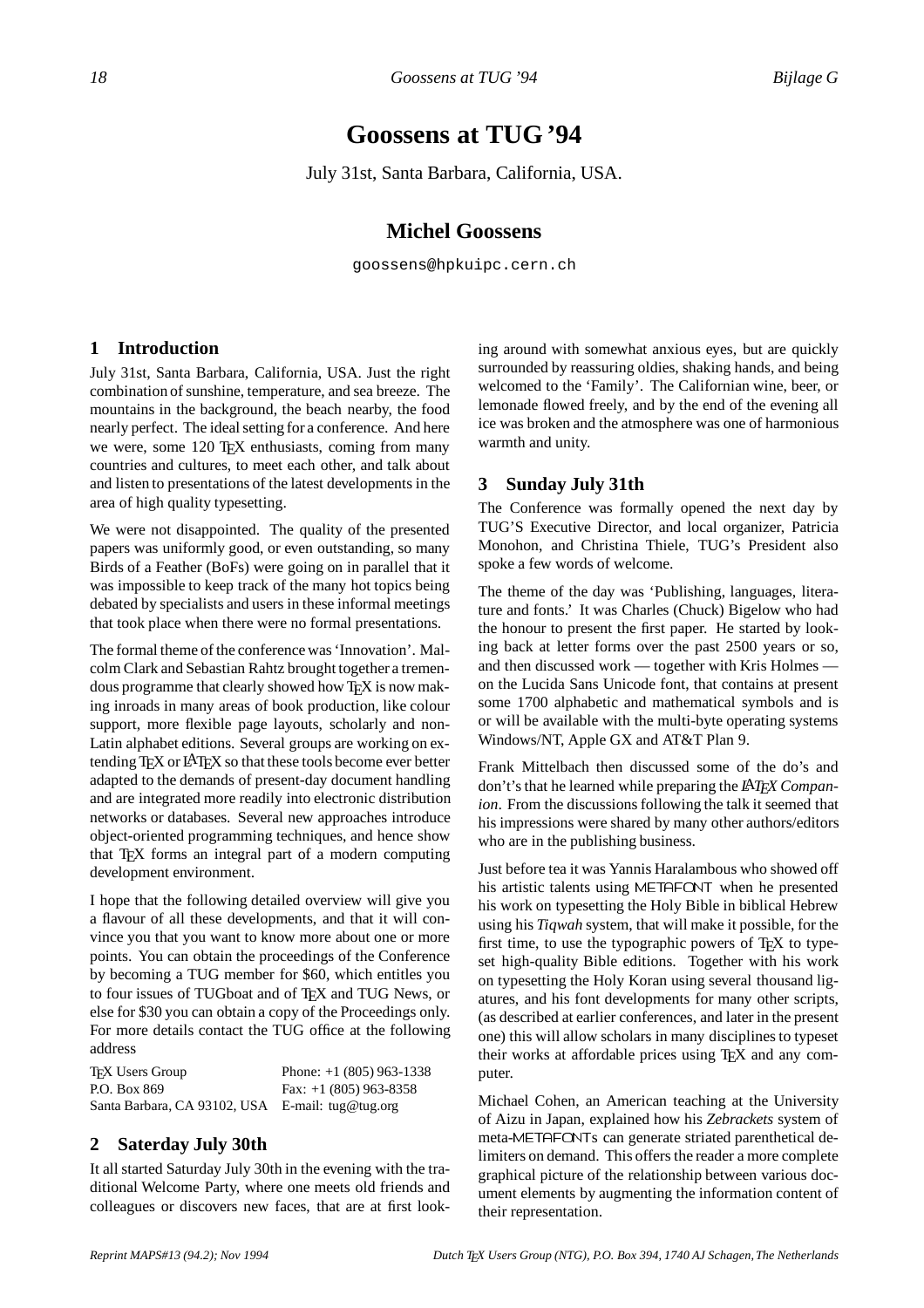# Goossens at TUG '94

July 31st, Santa Barbara, California, USA.

## Michel Goossens

goossens@hpkuipc.cern.ch

## 1 Introduction

July 31st, Santa Barbara, California, USA. Just the right combination of sunshine, temperature, and sea breeze. The mountains in the background, the beach nearby, the food nearly perfect. The ideal setting for a conference. And here we were, some 120 TEX enthusiasts, coming from many countries and cultures, to meet each other, and talk about and listen to presentations of the latest developments in the area of high quality typesetting.

We were not disappointed. The quality of the presented papers was uniformly good, or even outstanding, so many Birds of a Feather (BoFs) were going on in parallel that it was impossible to keep track of the many hot topics being debated by specialists and users in these informal meetings that took place when there were no formal presentations.

The formal theme of the conference was 'Innovation'. Malcolm Clark and Sebastian Rahtz brought together a tremendous programme that clearly showed how TEX is now making inroads in many areas of book production, like colour support, more flexible page layouts, scholarly and non-Latin alphabet editions. Several groups are working on extending TEX or LATEX so that these tools become ever better adapted to the demands of present-day document handling and are integrated more readily into electronic distribution networks or databases. Several new approaches introduce object-oriented programming techniques, and hence show that TEX forms an integral part of a modern computing development environment.

I hope that the following detailed overview will give you a flavour of all these developments, and that it will convince you that you want to know more about one or more points. You can obtain the proceedings of the Conference by becoming a TUG member for $60, which entitles you to four issues of TUGboat and of TEX and TUG News, or else for $30 you can obtain a copy of the Proceedings only. For more details contact the TUG office at the following address

| | |
|---|---|
| TEX Users Group | Phone: +1 (805) 963-1338 |
| P.O. Box 869 | Fax: +1 (805) 963-8358 |
| Santa Barbara, CA 93102, USA | E-mail: tug@tug.org |

## 2 Saterday July 30th

It all started Saturday July 30th in the evening with the traditional Welcome Party, where one meets old friends and colleagues or discovers new faces, that are at first looking around with somewhat anxious eyes, but are quickly surrounded by reassuring oldies, shaking hands, and being welcomed to the 'Family'. The Californian wine, beer, or lemonade flowed freely, and by the end of the evening all ice was broken and the atmosphere was one of harmonious warmth and unity.

## 3 Sunday July 31th

The Conference was formally opened the next day by TUG'S Executive Director, and local organizer, Patricia Monohon, and Christina Thiele, TUG's President also spoke a few words of welcome.

The theme of the day was 'Publishing, languages, literature and fonts.' It was Charles (Chuck) Bigelow who had the honour to present the first paper. He started by looking back at letter forms over the past 2500 years or so, and then discussed work — together with Kris Holmes — on the Lucida Sans Unicode font, that contains at present some 1700 alphabetic and mathematical symbols and is or will be available with the multi-byte operating systems Windows/NT, Apple GX and AT&T Plan 9.

Frank Mittelbach then discussed some of the do's and don't's that he learned while preparing the *LATEX Companion*. From the discussions following the talk it seemed that his impressions were shared by many other authors/editors who are in the publishing business.

Just before tea it was Yannis Haralambous who showed off his artistic talents using METAFONT when he presented his work on typesetting the Holy Bible in biblical Hebrew using his *Tiqwah* system, that will make it possible, for the first time, to use the typographic powers of TEX to typeset high-quality Bible editions. Together with his work on typesetting the Holy Koran using several thousand ligatures, and his font developments for many other scripts, (as described at earlier conferences, and later in the present one) this will allow scholars in many disciplines to typeset their works at affordable prices using TEX and any computer.

Michael Cohen, an American teaching at the University of Aizu in Japan, explained how his *Zebrackets* system of meta-METAFONTs can generate striated parenthetical delimiters on demand. This offers the reader a more complete graphical picture of the relationship between various document elements by augmenting the information content of their representation.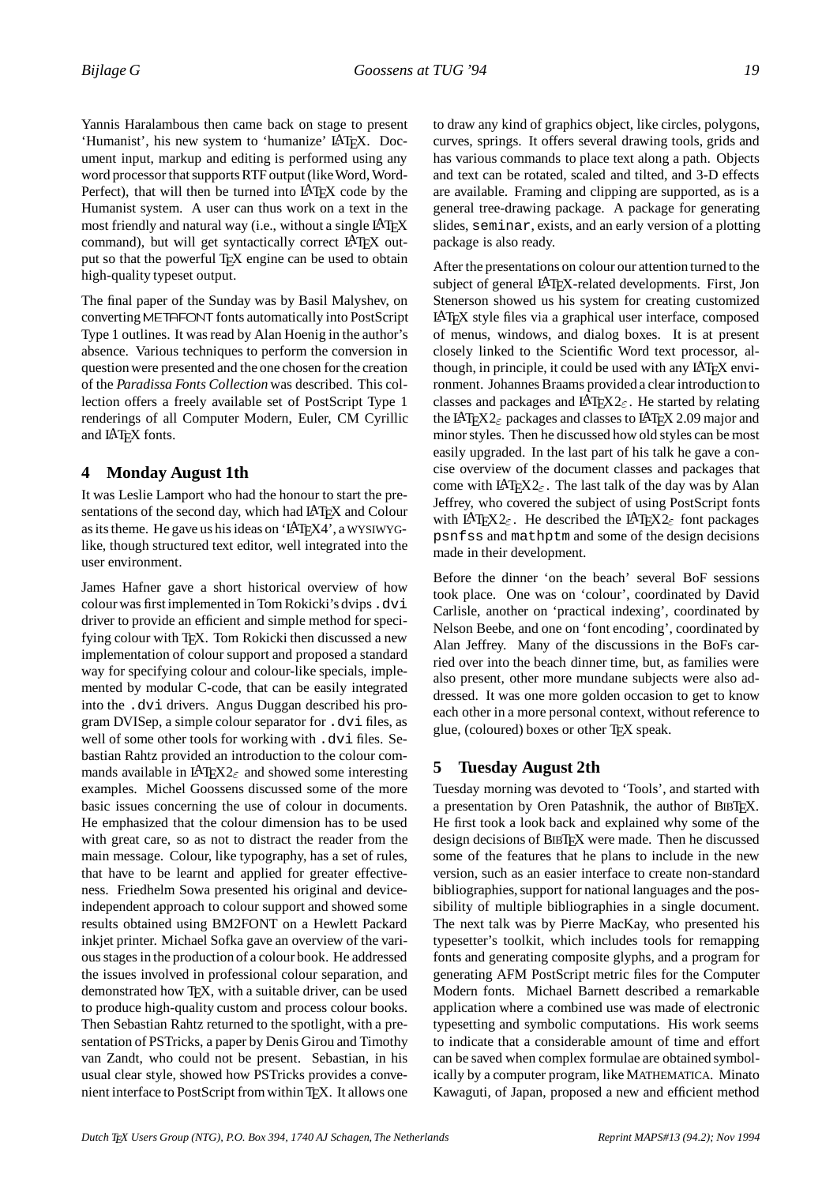Yannis Haralambous then came back on stage to present 'Humanist', his new system to 'humanize' LaTeX. Document input, markup and editing is performed using any word processor that supports RTF output (like Word, WordPerfect), that will then be turned into LaTeX code by the Humanist system. A user can thus work on a text in the most friendly and natural way (i.e., without a single LaTeX command), but will get syntactically correct LaTeX output so that the powerful TeX engine can be used to obtain high-quality typeset output.

The final paper of the Sunday was by Basil Malyshev, on converting METAFONT fonts automatically into PostScript Type 1 outlines. It was read by Alan Hoenig in the author's absence. Various techniques to perform the conversion in question were presented and the one chosen for the creation of the *Paradissa Fonts Collection* was described. This collection offers a freely available set of PostScript Type 1 renderings of all Computer Modern, Euler, CM Cyrillic and LaTeX fonts.

## 4 Monday August 1th

It was Leslie Lamport who had the honour to start the presentations of the second day, which had LaTeX and Colour as its theme. He gave us his ideas on 'LaTeX4', a WYSIWYG-like, though structured text editor, well integrated into the user environment.

James Hafner gave a short historical overview of how colour was first implemented in Tom Rokicki's dvips `.dvi` driver to provide an efficient and simple method for specifying colour with TeX. Tom Rokicki then discussed a new implementation of colour support and proposed a standard way for specifying colour and colour-like specials, implemented by modular C-code, that can be easily integrated into the `.dvi` drivers. Angus Duggan described his program DVISep, a simple colour separator for `.dvi` files, as well of some other tools for working with `.dvi` files. Sebastian Rahtz provided an introduction to the colour commands available in LaTeX2$_\varepsilon$ and showed some interesting examples. Michel Goossens discussed some of the more basic issues concerning the use of colour in documents. He emphasized that the colour dimension has to be used with great care, so as not to distract the reader from the main message. Colour, like typography, has a set of rules, that have to be learnt and applied for greater effectiveness. Friedhelm Sowa presented his original and device-independent approach to colour support and showed some results obtained using BM2FONT on a Hewlett Packard inkjet printer. Michael Sofka gave an overview of the various stages in the production of a colour book. He addressed the issues involved in professional colour separation, and demonstrated how TeX, with a suitable driver, can be used to produce high-quality custom and process colour books. Then Sebastian Rahtz returned to the spotlight, with a presentation of PSTricks, a paper by Denis Girou and Timothy van Zandt, who could not be present. Sebastian, in his usual clear style, showed how PSTricks provides a convenient interface to PostScript from within TeX. It allows one to draw any kind of graphics object, like circles, polygons, curves, springs. It offers several drawing tools, grids and has various commands to place text along a path. Objects and text can be rotated, scaled and tilted, and 3-D effects are available. Framing and clipping are supported, as is a general tree-drawing package. A package for generating slides, `seminar`, exists, and an early version of a plotting package is also ready.

After the presentations on colour our attention turned to the subject of general LaTeX-related developments. First, Jon Stenerson showed us his system for creating customized LaTeX style files via a graphical user interface, composed of menus, windows, and dialog boxes. It is at present closely linked to the Scientific Word text processor, although, in principle, it could be used with any LaTeX environment. Johannes Braams provided a clear introduction to classes and packages and LaTeX2$_\varepsilon$. He started by relating the LaTeX2$_\varepsilon$ packages and classes to LaTeX 2.09 major and minor styles. Then he discussed how old styles can be most easily upgraded. In the last part of his talk he gave a concise overview of the document classes and packages that come with LaTeX2$_\varepsilon$. The last talk of the day was by Alan Jeffrey, who covered the subject of using PostScript fonts with LaTeX2$_\varepsilon$. He described the LaTeX2$_\varepsilon$ font packages `psnfss` and `mathptm` and some of the design decisions made in their development.

Before the dinner 'on the beach' several BoF sessions took place. One was on 'colour', coordinated by David Carlisle, another on 'practical indexing', coordinated by Nelson Beebe, and one on 'font encoding', coordinated by Alan Jeffrey. Many of the discussions in the BoFs carried over into the beach dinner time, but, as families were also present, other more mundane subjects were also addressed. It was one more golden occasion to get to know each other in a more personal context, without reference to glue, (coloured) boxes or other TeX speak.

## 5 Tuesday August 2th

Tuesday morning was devoted to 'Tools', and started with a presentation by Oren Patashnik, the author of BIBTeX. He first took a look back and explained why some of the design decisions of BIBTeX were made. Then he discussed some of the features that he plans to include in the new version, such as an easier interface to create non-standard bibliographies, support for national languages and the possibility of multiple bibliographies in a single document. The next talk was by Pierre MacKay, who presented his typesetter's toolkit, which includes tools for remapping fonts and generating composite glyphs, and a program for generating AFM PostScript metric files for the Computer Modern fonts. Michael Barnett described a remarkable application where a combined use was made of electronic typesetting and symbolic computations. His work seems to indicate that a considerable amount of time and effort can be saved when complex formulae are obtained symbolically by a computer program, like MATHEMATICA. Minato Kawaguti, of Japan, proposed a new and efficient method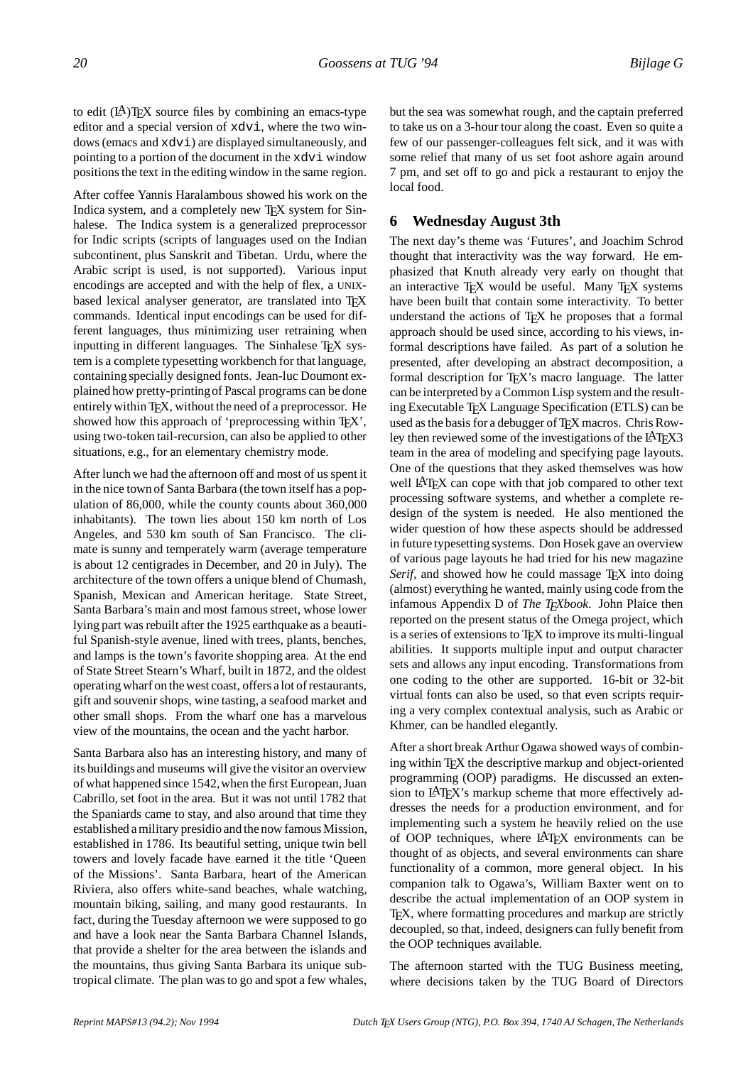to edit (LA)TeX source files by combining an emacs-type editor and a special version of `xdvi`, where the two windows (emacs and `xdvi`) are displayed simultaneously, and pointing to a portion of the document in the `xdvi` window positions the text in the editing window in the same region.

After coffee Yannis Haralambous showed his work on the Indica system, and a completely new TeX system for Sinhalese. The Indica system is a generalized preprocessor for Indic scripts (scripts of languages used on the Indian subcontinent, plus Sanskrit and Tibetan. Urdu, where the Arabic script is used, is not supported). Various input encodings are accepted and with the help of flex, a UNIX-based lexical analyser generator, are translated into TeX commands. Identical input encodings can be used for different languages, thus minimizing user retraining when inputting in different languages. The Sinhalese TeX system is a complete typesetting workbench for that language, containing specially designed fonts. Jean-luc Doumont explained how pretty-printing of Pascal programs can be done entirely within TeX, without the need of a preprocessor. He showed how this approach of 'preprocessing within TeX', using two-token tail-recursion, can also be applied to other situations, e.g., for an elementary chemistry mode.

After lunch we had the afternoon off and most of us spent it in the nice town of Santa Barbara (the town itself has a population of 86,000, while the county counts about 360,000 inhabitants). The town lies about 150 km north of Los Angeles, and 530 km south of San Francisco. The climate is sunny and temperately warm (average temperature is about 12 centigrades in December, and 20 in July). The architecture of the town offers a unique blend of Chumash, Spanish, Mexican and American heritage. State Street, Santa Barbara's main and most famous street, whose lower lying part was rebuilt after the 1925 earthquake as a beautiful Spanish-style avenue, lined with trees, plants, benches, and lamps is the town's favorite shopping area. At the end of State Street Stearn's Wharf, built in 1872, and the oldest operating wharf on the west coast, offers a lot of restaurants, gift and souvenir shops, wine tasting, a seafood market and other small shops. From the wharf one has a marvelous view of the mountains, the ocean and the yacht harbor.

Santa Barbara also has an interesting history, and many of its buildings and museums will give the visitor an overview of what happened since 1542, when the first European, Juan Cabrillo, set foot in the area. But it was not until 1782 that the Spaniards came to stay, and also around that time they established a military presidio and the now famous Mission, established in 1786. Its beautiful setting, unique twin bell towers and lovely facade have earned it the title 'Queen of the Missions'. Santa Barbara, heart of the American Riviera, also offers white-sand beaches, whale watching, mountain biking, sailing, and many good restaurants. In fact, during the Tuesday afternoon we were supposed to go and have a look near the Santa Barbara Channel Islands, that provide a shelter for the area between the islands and the mountains, thus giving Santa Barbara its unique subtropical climate. The plan was to go and spot a few whales, but the sea was somewhat rough, and the captain preferred to take us on a 3-hour tour along the coast. Even so quite a few of our passenger-colleagues felt sick, and it was with some relief that many of us set foot ashore again around 7 pm, and set off to go and pick a restaurant to enjoy the local food.

## 6 Wednesday August 3th

The next day's theme was 'Futures', and Joachim Schrod thought that interactivity was the way forward. He emphasized that Knuth already very early on thought that an interactive TeX would be useful. Many TeX systems have been built that contain some interactivity. To better understand the actions of TeX he proposes that a formal approach should be used since, according to his views, informal descriptions have failed. As part of a solution he presented, after developing an abstract decomposition, a formal description for TeX's macro language. The latter can be interpreted by a Common Lisp system and the resulting Executable TeX Language Specification (ETLS) can be used as the basis for a debugger of TeX macros. Chris Rowley then reviewed some of the investigations of the LaTeX3 team in the area of modeling and specifying page layouts. One of the questions that they asked themselves was how well LaTeX can cope with that job compared to other text processing software systems, and whether a complete redesign of the system is needed. He also mentioned the wider question of how these aspects should be addressed in future typesetting systems. Don Hosek gave an overview of various page layouts he had tried for his new magazine *Serif*, and showed how he could massage TeX into doing (almost) everything he wanted, mainly using code from the infamous Appendix D of *The TeXbook*. John Plaice then reported on the present status of the Omega project, which is a series of extensions to TeX to improve its multi-lingual abilities. It supports multiple input and output character sets and allows any input encoding. Transformations from one coding to the other are supported. 16-bit or 32-bit virtual fonts can also be used, so that even scripts requiring a very complex contextual analysis, such as Arabic or Khmer, can be handled elegantly.

After a short break Arthur Ogawa showed ways of combining within TeX the descriptive markup and object-oriented programming (OOP) paradigms. He discussed an extension to LaTeX's markup scheme that more effectively addresses the needs for a production environment, and for implementing such a system he heavily relied on the use of OOP techniques, where LaTeX environments can be thought of as objects, and several environments can share functionality of a common, more general object. In his companion talk to Ogawa's, William Baxter went on to describe the actual implementation of an OOP system in TeX, where formatting procedures and markup are strictly decoupled, so that, indeed, designers can fully benefit from the OOP techniques available.

The afternoon started with the TUG Business meeting, where decisions taken by the TUG Board of Directors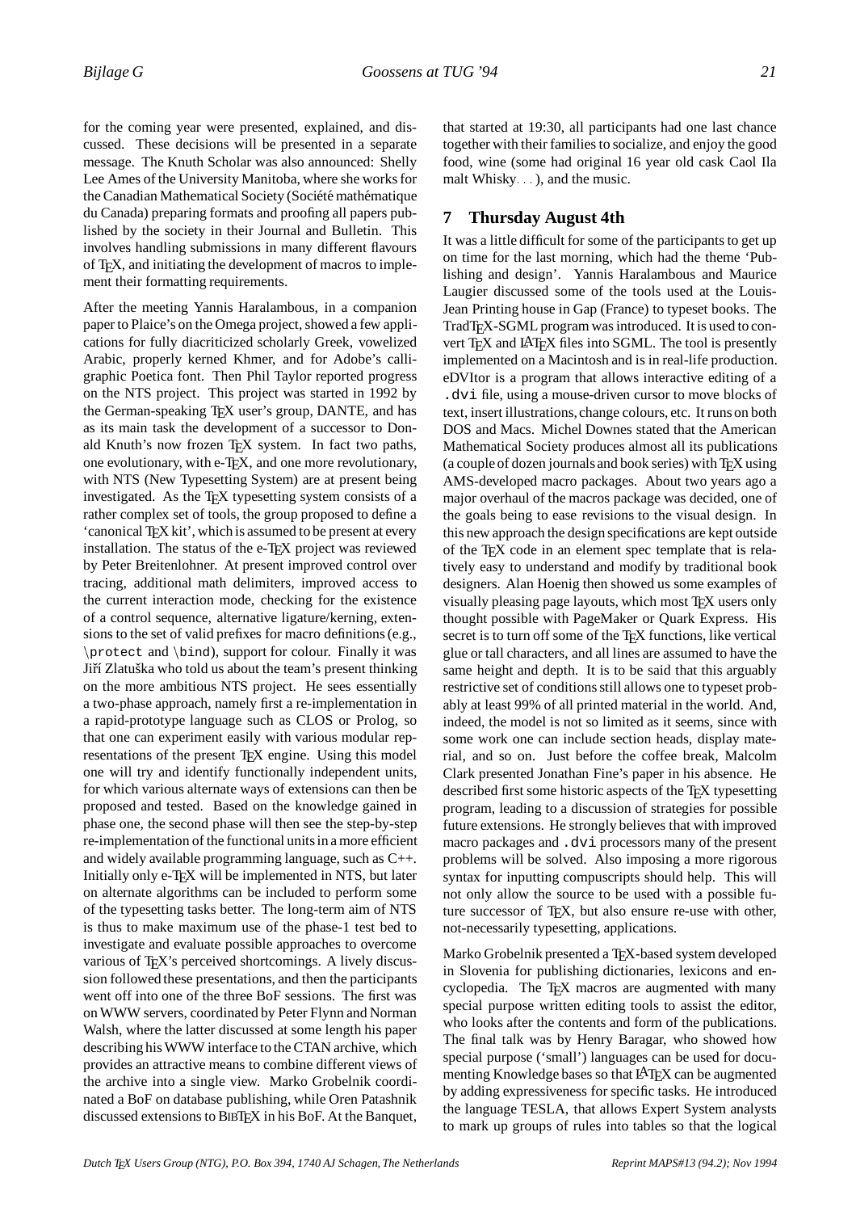for the coming year were presented, explained, and discussed. These decisions will be presented in a separate message. The Knuth Scholar was also announced: Shelly Lee Ames of the University Manitoba, where she works for the Canadian Mathematical Society (Société mathématique du Canada) preparing formats and proofing all papers published by the society in their Journal and Bulletin. This involves handling submissions in many different flavours of TEX, and initiating the development of macros to implement their formatting requirements.

After the meeting Yannis Haralambous, in a companion paper to Plaice's on the Omega project, showed a few applications for fully diacriticized scholarly Greek, vowelized Arabic, properly kerned Khmer, and for Adobe's calligraphic Poetica font. Then Phil Taylor reported progress on the NTS project. This project was started in 1992 by the German-speaking TEX user's group, DANTE, and has as its main task the development of a successor to Donald Knuth's now frozen TEX system. In fact two paths, one evolutionary, with e-TEX, and one more revolutionary, with NTS (New Typesetting System) are at present being investigated. As the TEX typesetting system consists of a rather complex set of tools, the group proposed to define a 'canonical TEX kit', which is assumed to be present at every installation. The status of the e-TEX project was reviewed by Peter Breitenlohner. At present improved control over tracing, additional math delimiters, improved access to the current interaction mode, checking for the existence of a control sequence, alternative ligature/kerning, extensions to the set of valid prefixes for macro definitions (e.g., `\protect` and `\bind`), support for colour. Finally it was Jiří Zlatuška who told us about the team's present thinking on the more ambitious NTS project. He sees essentially a two-phase approach, namely first a re-implementation in a rapid-prototype language such as CLOS or Prolog, so that one can experiment easily with various modular representations of the present TEX engine. Using this model one will try and identify functionally independent units, for which various alternate ways of extensions can then be proposed and tested. Based on the knowledge gained in phase one, the second phase will then see the step-by-step re-implementation of the functional units in a more efficient and widely available programming language, such as C++. Initially only e-TEX will be implemented in NTS, but later on alternate algorithms can be included to perform some of the typesetting tasks better. The long-term aim of NTS is thus to make maximum use of the phase-1 test bed to investigate and evaluate possible approaches to overcome various of TEX's perceived shortcomings. A lively discussion followed these presentations, and then the participants went off into one of the three BoF sessions. The first was on WWW servers, coordinated by Peter Flynn and Norman Walsh, where the latter discussed at some length his paper describing his WWW interface to the CTAN archive, which provides an attractive means to combine different views of the archive into a single view. Marko Grobelnik coordinated a BoF on database publishing, while Oren Patashnik discussed extensions to BIBTEX in his BoF. At the Banquet, that started at 19:30, all participants had one last chance together with their families to socialize, and enjoy the good food, wine (some had original 16 year old cask Caol Ila malt Whisky...), and the music.

## 7 Thursday August 4th

It was a little difficult for some of the participants to get up on time for the last morning, which had the theme 'Publishing and design'. Yannis Haralambous and Maurice Laugier discussed some of the tools used at the Louis-Jean Printing house in Gap (France) to typeset books. The TradTEX-SGML program was introduced. It is used to convert TEX and LATEX files into SGML. The tool is presently implemented on a Macintosh and is in real-life production. eDVItor is a program that allows interactive editing of a `.dvi` file, using a mouse-driven cursor to move blocks of text, insert illustrations, change colours, etc. It runs on both DOS and Macs. Michel Downes stated that the American Mathematical Society produces almost all its publications (a couple of dozen journals and book series) with TEX using AMS-developed macro packages. About two years ago a major overhaul of the macros package was decided, one of the goals being to ease revisions to the visual design. In this new approach the design specifications are kept outside of the TEX code in an element spec template that is relatively easy to understand and modify by traditional book designers. Alan Hoenig then showed us some examples of visually pleasing page layouts, which most TEX users only thought possible with PageMaker or Quark Express. His secret is to turn off some of the TEX functions, like vertical glue or tall characters, and all lines are assumed to have the same height and depth. It is to be said that this arguably restrictive set of conditions still allows one to typeset probably at least 99% of all printed material in the world. And, indeed, the model is not so limited as it seems, since with some work one can include section heads, display material, and so on. Just before the coffee break, Malcolm Clark presented Jonathan Fine's paper in his absence. He described first some historic aspects of the TEX typesetting program, leading to a discussion of strategies for possible future extensions. He strongly believes that with improved macro packages and `.dvi` processors many of the present problems will be solved. Also imposing a more rigorous syntax for inputting compuscripts should help. This will not only allow the source to be used with a possible future successor of TEX, but also ensure re-use with other, not-necessarily typesetting, applications.

Marko Grobelnik presented a TEX-based system developed in Slovenia for publishing dictionaries, lexicons and encyclopedia. The TEX macros are augmented with many special purpose written editing tools to assist the editor, who looks after the contents and form of the publications. The final talk was by Henry Baragar, who showed how special purpose ('small') languages can be used for documenting Knowledge bases so that LATEX can be augmented by adding expressiveness for specific tasks. He introduced the language TESLA, that allows Expert System analysts to mark up groups of rules into tables so that the logical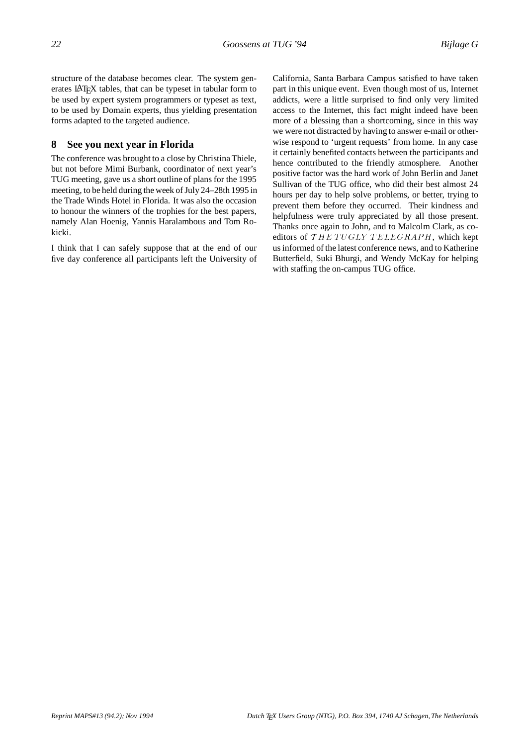structure of the database becomes clear. The system generates LaTeX tables, that can be typeset in tabular form to be used by expert system programmers or typeset as text, to be used by Domain experts, thus yielding presentation forms adapted to the targeted audience.

## 8 See you next year in Florida

The conference was brought to a close by Christina Thiele, but not before Mimi Burbank, coordinator of next year's TUG meeting, gave us a short outline of plans for the 1995 meeting, to be held during the week of July 24–28th 1995 in the Trade Winds Hotel in Florida. It was also the occasion to honour the winners of the trophies for the best papers, namely Alan Hoenig, Yannis Haralambous and Tom Rokicki.

I think that I can safely suppose that at the end of our five day conference all participants left the University of California, Santa Barbara Campus satisfied to have taken part in this unique event. Even though most of us, Internet addicts, were a little surprised to find only very limited access to the Internet, this fact might indeed have been more of a blessing than a shortcoming, since in this way we were not distracted by having to answer e-mail or otherwise respond to 'urgent requests' from home. In any case it certainly benefited contacts between the participants and hence contributed to the friendly atmosphere. Another positive factor was the hard work of John Berlin and Janet Sullivan of the TUG office, who did their best almost 24 hours per day to help solve problems, or better, trying to prevent them before they occurred. Their kindness and helpfulness were truly appreciated by all those present. Thanks once again to John, and to Malcolm Clark, as co-editors of *THE TUGLY TELEGRAPH*, which kept us informed of the latest conference news, and to Katherine Butterfield, Suki Bhurgi, and Wendy McKay for helping with staffing the on-campus TUG office.